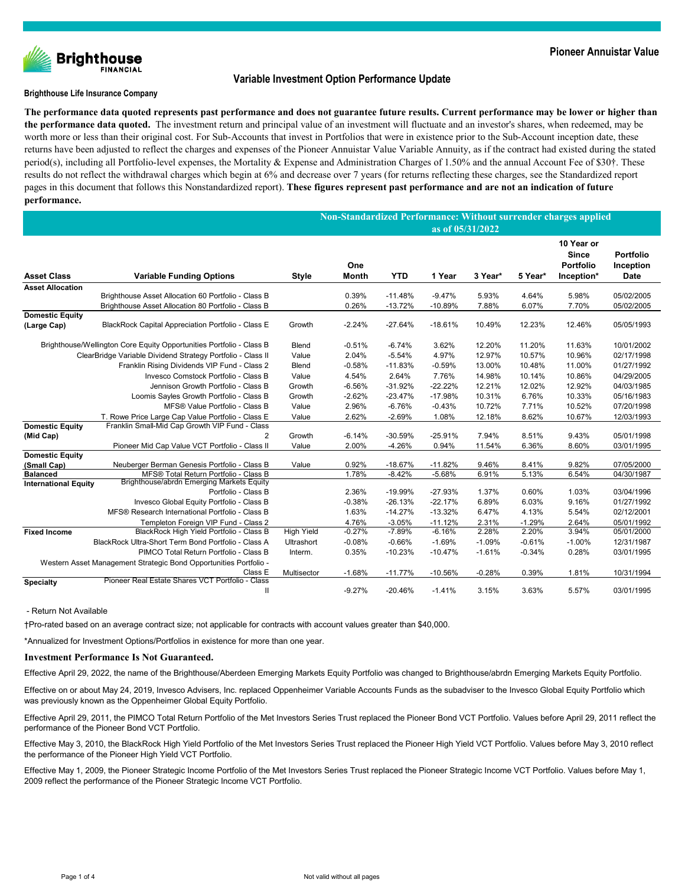# Pioneer Annuistar Value

## Variable Investment Option Performance Update

**Brighthouse Life Insurance Company**

**The performance data quoted represents past performance and does not guarantee future results. Current performance may be lower or higher than the performance data quoted.** The investment return and principal value of an investment will fluctuate and an investor's shares, when redeemed, may be worth more or less than their original cost. For Sub-Accounts that invest in Portfolios that were in existence prior to the Sub-Account inception date, these returns have been adjusted to reflect the charges and expenses of the Pioneer Annuistar Value Variable Annuity, as if the contract had existed during the stated period(s), including all Portfolio-level expenses, the Mortality & Expense and Administration Charges of 1.50% and the annual Account Fee of $30†. These results do not reflect the withdrawal charges which begin at 6% and decrease over 7 years (for returns reflecting these charges, see the Standardized report pages in this document that follows this Nonstandardized report). **These figures represent past performance and are not an indication of future performance.**

| | | | Non-Standardized Performance: Without surrender charges applied as of 05/31/2022 | | | | | | |
|---|---|---|---|---|---|---|---|---|---|
| **Asset Class** | **Variable Funding Options** | **Style** | **One Month** | **YTD** | **1 Year** | **3 Year*** | **5 Year*** | **10 Year or Since Portfolio Inception*** | **Portfolio Inception Date** |
| **Asset Allocation** | Brighthouse Asset Allocation 60 Portfolio - Class B | | 0.39% | -11.48% | -9.47% | 5.93% | 4.64% | 5.98% | 05/02/2005 |
| | Brighthouse Asset Allocation 80 Portfolio - Class B | | 0.26% | -13.72% | -10.89% | 7.88% | 6.07% | 7.70% | 05/02/2005 |
| **Domestic Equity (Large Cap)** | BlackRock Capital Appreciation Portfolio - Class E | Growth | -2.24% | -27.64% | -18.61% | 10.49% | 12.23% | 12.46% | 05/05/1993 |
| | Brighthouse/Wellington Core Equity Opportunities Portfolio - Class B | Blend | -0.51% | -6.74% | 3.62% | 12.20% | 11.20% | 11.63% | 10/01/2002 |
| | ClearBridge Variable Dividend Strategy Portfolio - Class II | Value | 2.04% | -5.54% | 4.97% | 12.97% | 10.57% | 10.96% | 02/17/1998 |
| | Franklin Rising Dividends VIP Fund - Class 2 | Blend | -0.58% | -11.83% | -0.59% | 13.00% | 10.48% | 11.00% | 01/27/1992 |
| | Invesco Comstock Portfolio - Class B | Value | 4.54% | 2.64% | 7.76% | 14.98% | 10.14% | 10.86% | 04/29/2005 |
| | Jennison Growth Portfolio - Class B | Growth | -6.56% | -31.92% | -22.22% | 12.21% | 12.02% | 12.92% | 04/03/1985 |
| | Loomis Sayles Growth Portfolio - Class B | Growth | -2.62% | -23.47% | -17.98% | 10.31% | 6.76% | 10.33% | 05/16/1983 |
| | MFS® Value Portfolio - Class B | Value | 2.96% | -6.76% | -0.43% | 10.72% | 7.71% | 10.52% | 07/20/1998 |
| | T. Rowe Price Large Cap Value Portfolio - Class E | Value | 2.62% | -2.69% | 1.08% | 12.18% | 8.62% | 10.67% | 12/03/1993 |
| **Domestic Equity (Mid Cap)** | Franklin Small-Mid Cap Growth VIP Fund - Class 2 | Growth | -6.14% | -30.59% | -25.91% | 7.94% | 8.51% | 9.43% | 05/01/1998 |
| | Pioneer Mid Cap Value VCT Portfolio - Class II | Value | 2.00% | -4.26% | 0.94% | 11.54% | 6.36% | 8.60% | 03/01/1995 |
| **Domestic Equity (Small Cap)** | Neuberger Berman Genesis Portfolio - Class B | Value | 0.92% | -18.67% | -11.82% | 9.46% | 8.41% | 9.82% | 07/05/2000 |
| **Balanced** | MFS® Total Return Portfolio - Class B | | 1.78% | -8.42% | -5.68% | 6.91% | 5.13% | 6.54% | 04/30/1987 |
| **International Equity** | Brighthouse/abrdn Emerging Markets Equity Portfolio - Class B | | 2.36% | -19.99% | -27.93% | 1.37% | 0.60% | 1.03% | 03/04/1996 |
| | Invesco Global Equity Portfolio - Class B | | -0.38% | -26.13% | -22.17% | 6.89% | 6.03% | 9.16% | 01/27/1992 |
| | MFS® Research International Portfolio - Class B | | 1.63% | -14.27% | -13.32% | 6.47% | 4.13% | 5.54% | 02/12/2001 |
| | Templeton Foreign VIP Fund - Class 2 | | 4.76% | -3.05% | -11.12% | 2.31% | -1.29% | 2.64% | 05/01/1992 |
| **Fixed Income** | BlackRock High Yield Portfolio - Class B | High Yield | -0.27% | -7.89% | -6.16% | 2.28% | 2.20% | 3.94% | 05/01/2000 |
| | BlackRock Ultra-Short Term Bond Portfolio - Class A | Ultrashort | -0.08% | -0.66% | -1.69% | -1.09% | -0.61% | -1.00% | 12/31/1987 |
| | PIMCO Total Return Portfolio - Class B | Interm. | 0.35% | -10.23% | -10.47% | -1.61% | -0.34% | 0.28% | 03/01/1995 |
| | Western Asset Management Strategic Bond Opportunities Portfolio - Class E | Multisector | -1.68% | -11.77% | -10.56% | -0.28% | 0.39% | 1.81% | 10/31/1994 |
| **Specialty** | Pioneer Real Estate Shares VCT Portfolio - Class II | | -9.27% | -20.46% | -1.41% | 3.15% | 3.63% | 5.57% | 03/01/1995 |

- Return Not Available

†Pro-rated based on an average contract size; not applicable for contracts with account values greater than $40,000.

*Annualized for Investment Options/Portfolios in existence for more than one year.

### Investment Performance Is Not Guaranteed.

Effective April 29, 2022, the name of the Brighthouse/Aberdeen Emerging Markets Equity Portfolio was changed to Brighthouse/abrdn Emerging Markets Equity Portfolio.

Effective on or about May 24, 2019, Invesco Advisers, Inc. replaced Oppenheimer Variable Accounts Funds as the subadviser to the Invesco Global Equity Portfolio which was previously known as the Oppenheimer Global Equity Portfolio.

Effective April 29, 2011, the PIMCO Total Return Portfolio of the Met Investors Series Trust replaced the Pioneer Bond VCT Portfolio. Values before April 29, 2011 reflect the performance of the Pioneer Bond VCT Portfolio.

Effective May 3, 2010, the BlackRock High Yield Portfolio of the Met Investors Series Trust replaced the Pioneer High Yield VCT Portfolio. Values before May 3, 2010 reflect the performance of the Pioneer High Yield VCT Portfolio.

Effective May 1, 2009, the Pioneer Strategic Income Portfolio of the Met Investors Series Trust replaced the Pioneer Strategic Income VCT Portfolio. Values before May 1, 2009 reflect the performance of the Pioneer Strategic Income VCT Portfolio.

Not valid without all pages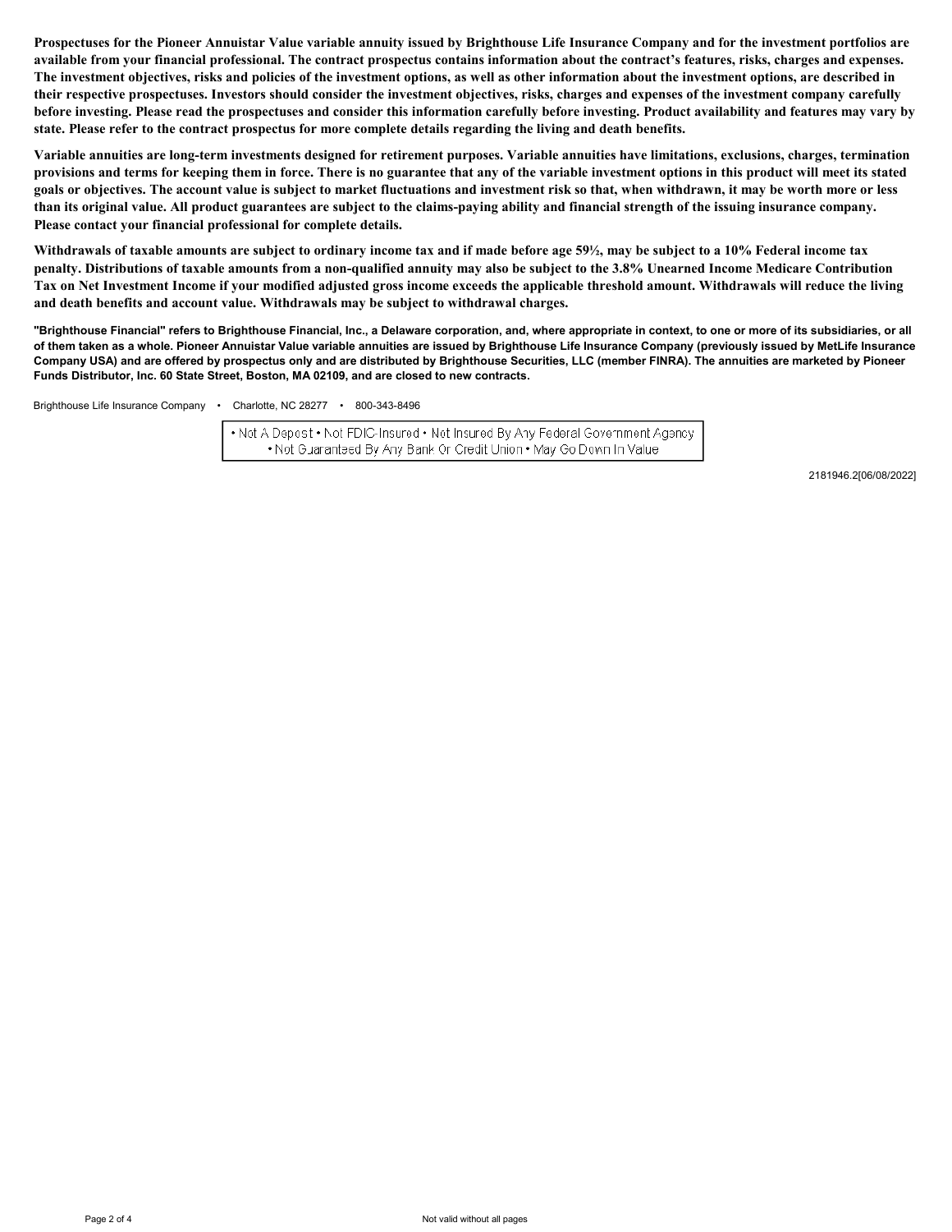**Prospectuses for the Pioneer Annuistar Value variable annuity issued by Brighthouse Life Insurance Company and for the investment portfolios are available from your financial professional. The contract prospectus contains information about the contract's features, risks, charges and expenses. The investment objectives, risks and policies of the investment options, as well as other information about the investment options, are described in their respective prospectuses. Investors should consider the investment objectives, risks, charges and expenses of the investment company carefully before investing. Please read the prospectuses and consider this information carefully before investing. Product availability and features may vary by state. Please refer to the contract prospectus for more complete details regarding the living and death benefits.**

**Variable annuities are long-term investments designed for retirement purposes. Variable annuities have limitations, exclusions, charges, termination provisions and terms for keeping them in force. There is no guarantee that any of the variable investment options in this product will meet its stated goals or objectives. The account value is subject to market fluctuations and investment risk so that, when withdrawn, it may be worth more or less than its original value. All product guarantees are subject to the claims-paying ability and financial strength of the issuing insurance company. Please contact your financial professional for complete details.**

**Withdrawals of taxable amounts are subject to ordinary income tax and if made before age 59½, may be subject to a 10% Federal income tax penalty. Distributions of taxable amounts from a non-qualified annuity may also be subject to the 3.8% Unearned Income Medicare Contribution Tax on Net Investment Income if your modified adjusted gross income exceeds the applicable threshold amount. Withdrawals will reduce the living and death benefits and account value. Withdrawals may be subject to withdrawal charges.**

**"Brighthouse Financial" refers to Brighthouse Financial, Inc., a Delaware corporation, and, where appropriate in context, to one or more of its subsidiaries, or all of them taken as a whole. Pioneer Annuistar Value variable annuities are issued by Brighthouse Life Insurance Company (previously issued by MetLife Insurance Company USA) and are offered by prospectus only and are distributed by Brighthouse Securities, LLC (member FINRA). The annuities are marketed by Pioneer Funds Distributor, Inc. 60 State Street, Boston, MA 02109, and are closed to new contracts.**

Brighthouse Life Insurance Company • Charlotte, NC 28277 • 800-343-8496

• Not A Deposit • Not FDIC-Insured • Not Insured By Any Federal Government Agency • Not Guaranteed By Any Bank Or Credit Union • May Go Down In Value

2181946.2[06/08/2022]

Not valid without all pages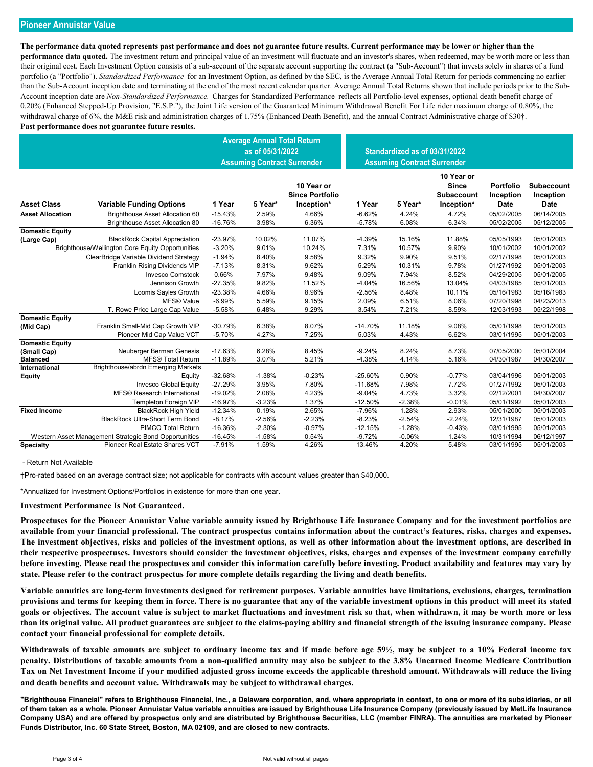## Pioneer Annuistar Value

**The performance data quoted represents past performance and does not guarantee future results. Current performance may be lower or higher than the performance data quoted.** The investment return and principal value of an investment will fluctuate and an investor's shares, when redeemed, may be worth more or less than their original cost. Each Investment Option consists of a sub-account of the separate account supporting the contract (a "Sub-Account") that invests solely in shares of a fund portfolio (a "Portfolio"). *Standardized Performance* for an Investment Option, as defined by the SEC, is the Average Annual Total Return for periods commencing no earlier than the Sub-Account inception date and terminating at the end of the most recent calendar quarter. Average Annual Total Returns shown that include periods prior to the Sub-Account inception date are *Non-Standardized Performance.* Charges for Standardized Performance reflects all Portfolio-level expenses, optional death benefit charge of 0.20% (Enhanced Stepped-Up Provision, "E.S.P."), the Joint Life version of the Guaranteed Minimum Withdrawal Benefit For Life rider maximum charge of 0.80%, the withdrawal charge of 6%, the M&E risk and administration charges of 1.75% (Enhanced Death Benefit), and the annual Contract Administrative charge of $30†.
**Past performance does not guarantee future results.**

| | | Average Annual Total Return as of 05/31/2022 Assuming Contract Surrender | | | Standardized as of 03/31/2022 Assuming Contract Surrender | | | | |
|---|---|---|---|---|---|---|---|---|---|
| **Asset Class** | **Variable Funding Options** | **1 Year** | **5 Year*** | **10 Year or Since Portfolio Inception*** | **1 Year** | **5 Year*** | **10 Year or Since Subaccount Inception*** | **Portfolio Inception Date** | **Subaccount Inception Date** |
| **Asset Allocation** | Brighthouse Asset Allocation 60 | -15.43% | 2.59% | 4.66% | -6.62% | 4.24% | 4.72% | 05/02/2005 | 06/14/2005 |
| | Brighthouse Asset Allocation 80 | -16.76% | 3.98% | 6.36% | -5.78% | 6.08% | 6.34% | 05/02/2005 | 05/12/2005 |
| **Domestic Equity (Large Cap)** | BlackRock Capital Appreciation | -23.97% | 10.02% | 11.07% | -4.39% | 15.16% | 11.88% | 05/05/1993 | 05/01/2003 |
| | Brighthouse/Wellington Core Equity Opportunities | -3.20% | 9.01% | 10.24% | 7.31% | 10.57% | 9.90% | 10/01/2002 | 10/01/2002 |
| | ClearBridge Variable Dividend Strategy | -1.94% | 8.40% | 9.58% | 9.32% | 9.90% | 9.51% | 02/17/1998 | 05/01/2003 |
| | Franklin Rising Dividends VIP | -7.13% | 8.31% | 9.62% | 5.29% | 10.31% | 9.78% | 01/27/1992 | 05/01/2003 |
| | Invesco Comstock | 0.66% | 7.97% | 9.48% | 9.09% | 7.94% | 8.52% | 04/29/2005 | 05/01/2005 |
| | Jennison Growth | -27.35% | 9.82% | 11.52% | -4.04% | 16.56% | 13.04% | 04/03/1985 | 05/01/2003 |
| | Loomis Sayles Growth | -23.38% | 4.66% | 8.96% | -2.56% | 8.48% | 10.11% | 05/16/1983 | 05/16/1983 |
| | MFS® Value | -6.99% | 5.59% | 9.15% | 2.09% | 6.51% | 8.06% | 07/20/1998 | 04/23/2013 |
| | T. Rowe Price Large Cap Value | -5.58% | 6.48% | 9.29% | 3.54% | 7.21% | 8.59% | 12/03/1993 | 05/22/1998 |
| **Domestic Equity (Mid Cap)** | Franklin Small-Mid Cap Growth VIP | -30.79% | 6.38% | 8.07% | -14.70% | 11.18% | 9.08% | 05/01/1998 | 05/01/2003 |
| | Pioneer Mid Cap Value VCT | -5.70% | 4.27% | 7.25% | 5.03% | 4.43% | 6.62% | 03/01/1995 | 05/01/2003 |
| **Domestic Equity (Small Cap)** | Neuberger Berman Genesis | -17.63% | 6.28% | 8.45% | -9.24% | 8.24% | 8.73% | 07/05/2000 | 05/01/2004 |
| **Balanced** | MFS® Total Return | -11.89% | 3.07% | 5.21% | -4.38% | 4.14% | 5.16% | 04/30/1987 | 04/30/2007 |
| **International Equity** | Brighthouse/abrdn Emerging Markets Equity | -32.68% | -1.38% | -0.23% | -25.60% | 0.90% | -0.77% | 03/04/1996 | 05/01/2003 |
| | Invesco Global Equity | -27.29% | 3.95% | 7.80% | -11.68% | 7.98% | 7.72% | 01/27/1992 | 05/01/2003 |
| | MFS® Research International | -19.02% | 2.08% | 4.23% | -9.04% | 4.73% | 3.32% | 02/12/2001 | 04/30/2007 |
| | Templeton Foreign VIP | -16.97% | -3.23% | 1.37% | -12.50% | -2.38% | -0.01% | 05/01/1992 | 05/01/2003 |
| **Fixed Income** | BlackRock High Yield | -12.34% | 0.19% | 2.65% | -7.96% | 1.28% | 2.93% | 05/01/2000 | 05/01/2003 |
| | BlackRock Ultra-Short Term Bond | -8.17% | -2.56% | -2.23% | -8.23% | -2.54% | -2.24% | 12/31/1987 | 05/01/2003 |
| | PIMCO Total Return | -16.36% | -2.30% | -0.97% | -12.15% | -1.28% | -0.43% | 03/01/1995 | 05/01/2003 |
| | Western Asset Management Strategic Bond Opportunities | -16.45% | -1.58% | 0.54% | -9.72% | -0.06% | 1.24% | 10/31/1994 | 06/12/1997 |
| **Specialty** | Pioneer Real Estate Shares VCT | -7.91% | 1.59% | 4.26% | 13.46% | 4.20% | 5.48% | 03/01/1995 | 05/01/2003 |

- Return Not Available

†Pro-rated based on an average contract size; not applicable for contracts with account values greater than $40,000.

*Annualized for Investment Options/Portfolios in existence for more than one year.

**Investment Performance Is Not Guaranteed.**

**Prospectuses for the Pioneer Annuistar Value variable annuity issued by Brighthouse Life Insurance Company and for the investment portfolios are available from your financial professional. The contract prospectus contains information about the contract's features, risks, charges and expenses. The investment objectives, risks and policies of the investment options, as well as other information about the investment options, are described in their respective prospectuses. Investors should consider the investment objectives, risks, charges and expenses of the investment company carefully before investing. Please read the prospectuses and consider this information carefully before investing. Product availability and features may vary by state. Please refer to the contract prospectus for more complete details regarding the living and death benefits.**

**Variable annuities are long-term investments designed for retirement purposes. Variable annuities have limitations, exclusions, charges, termination provisions and terms for keeping them in force. There is no guarantee that any of the variable investment options in this product will meet its stated goals or objectives. The account value is subject to market fluctuations and investment risk so that, when withdrawn, it may be worth more or less than its original value. All product guarantees are subject to the claims-paying ability and financial strength of the issuing insurance company. Please contact your financial professional for complete details.**

**Withdrawals of taxable amounts are subject to ordinary income tax and if made before age 59½, may be subject to a 10% Federal income tax penalty. Distributions of taxable amounts from a non-qualified annuity may also be subject to the 3.8% Unearned Income Medicare Contribution Tax on Net Investment Income if your modified adjusted gross income exceeds the applicable threshold amount. Withdrawals will reduce the living and death benefits and account value. Withdrawals may be subject to withdrawal charges.**

**"Brighthouse Financial" refers to Brighthouse Financial, Inc., a Delaware corporation, and, where appropriate in context, to one or more of its subsidiaries, or all of them taken as a whole. Pioneer Annuistar Value variable annuities are issued by Brighthouse Life Insurance Company (previously issued by MetLife Insurance Company USA) and are offered by prospectus only and are distributed by Brighthouse Securities, LLC (member FINRA). The annuities are marketed by Pioneer Funds Distributor, Inc. 60 State Street, Boston, MA 02109, and are closed to new contracts.**

Not valid without all pages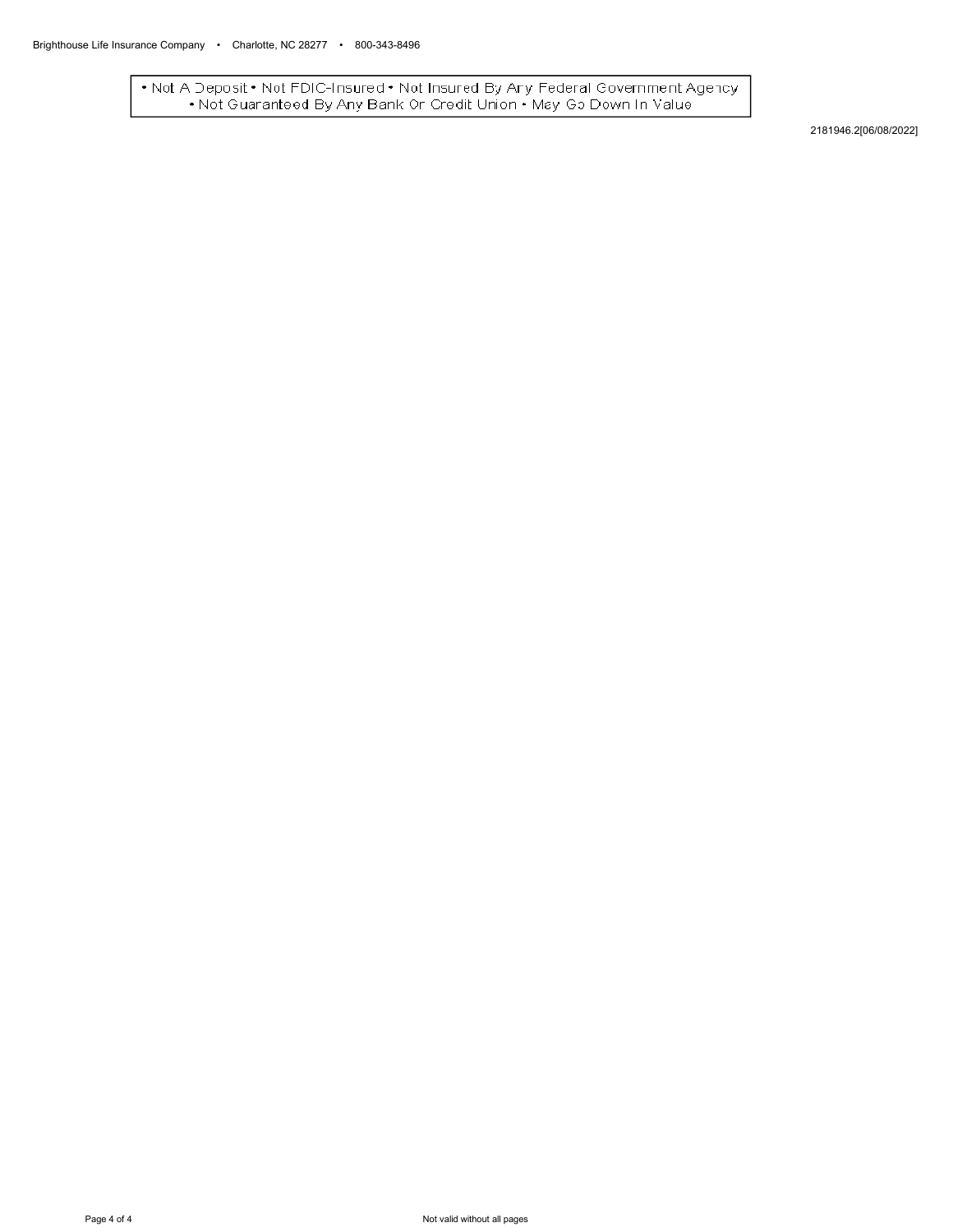Brighthouse Life Insurance Company • Charlotte, NC 28277 • 800-343-8496

• Not A Deposit • Not FDIC-Insured • Not Insured By Any Federal Government Agency
• Not Guaranteed By Any Bank Or Credit Union • May Go Down In Value

2181946.2[06/08/2022]

Not valid without all pages